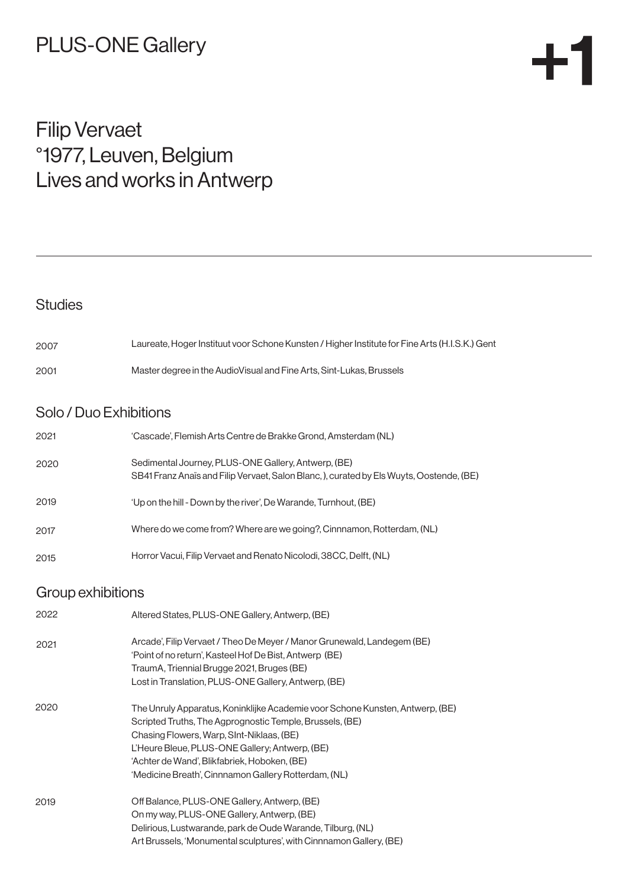# PLUS-ONE Gallery

+1

## Filip Vervaet
°1977, Leuven, Belgium
Lives and works in Antwerp

---

### Studies

| | |
|---|---|
| 2007 | Laureate, Hoger Instituut voor Schone Kunsten / Higher Institute for Fine Arts (H.I.S.K.) Gent |
| 2001 | Master degree in the AudioVisual and Fine Arts, Sint-Lukas, Brussels |

### Solo / Duo Exhibitions

| | |
|---|---|
| 2021 | 'Cascade', Flemish Arts Centre de Brakke Grond, Amsterdam (NL) |
| 2020 | Sedimental Journey, PLUS-ONE Gallery, Antwerp, (BE)<br>SB41 Franz Anaïs and Filip Vervaet, Salon Blanc, ), curated by Els Wuyts, Oostende, (BE) |
| 2019 | 'Up on the hill - Down by the river', De Warande, Turnhout, (BE) |
| 2017 | Where do we come from? Where are we going?, Cinnnamon, Rotterdam, (NL) |
| 2015 | Horror Vacui, Filip Vervaet and Renato Nicolodi, 38CC, Delft, (NL) |

### Group exhibitions

| | |
|---|---|
| 2022 | Altered States, PLUS-ONE Gallery, Antwerp, (BE) |
| 2021 | Arcade', Filip Vervaet / Theo De Meyer / Manor Grunewald, Landegem (BE)<br>'Point of no return', Kasteel Hof De Bist, Antwerp (BE)<br>TraumA, Triennial Brugge 2021, Bruges (BE)<br>Lost in Translation, PLUS-ONE Gallery, Antwerp, (BE) |
| 2020 | The Unruly Apparatus, Koninklijke Academie voor Schone Kunsten, Antwerp, (BE)<br>Scripted Truths, The Agprognostic Temple, Brussels, (BE)<br>Chasing Flowers, Warp, SInt-Niklaas, (BE)<br>L'Heure Bleue, PLUS-ONE Gallery; Antwerp, (BE)<br>'Achter de Wand', Blikfabriek, Hoboken, (BE)<br>'Medicine Breath', Cinnnamon Gallery Rotterdam, (NL) |
| 2019 | Off Balance, PLUS-ONE Gallery, Antwerp, (BE)<br>On my way, PLUS-ONE Gallery, Antwerp, (BE)<br>Delirious, Lustwarande, park de Oude Warande, Tilburg, (NL)<br>Art Brussels, 'Monumental sculptures', with Cinnnamon Gallery, (BE) |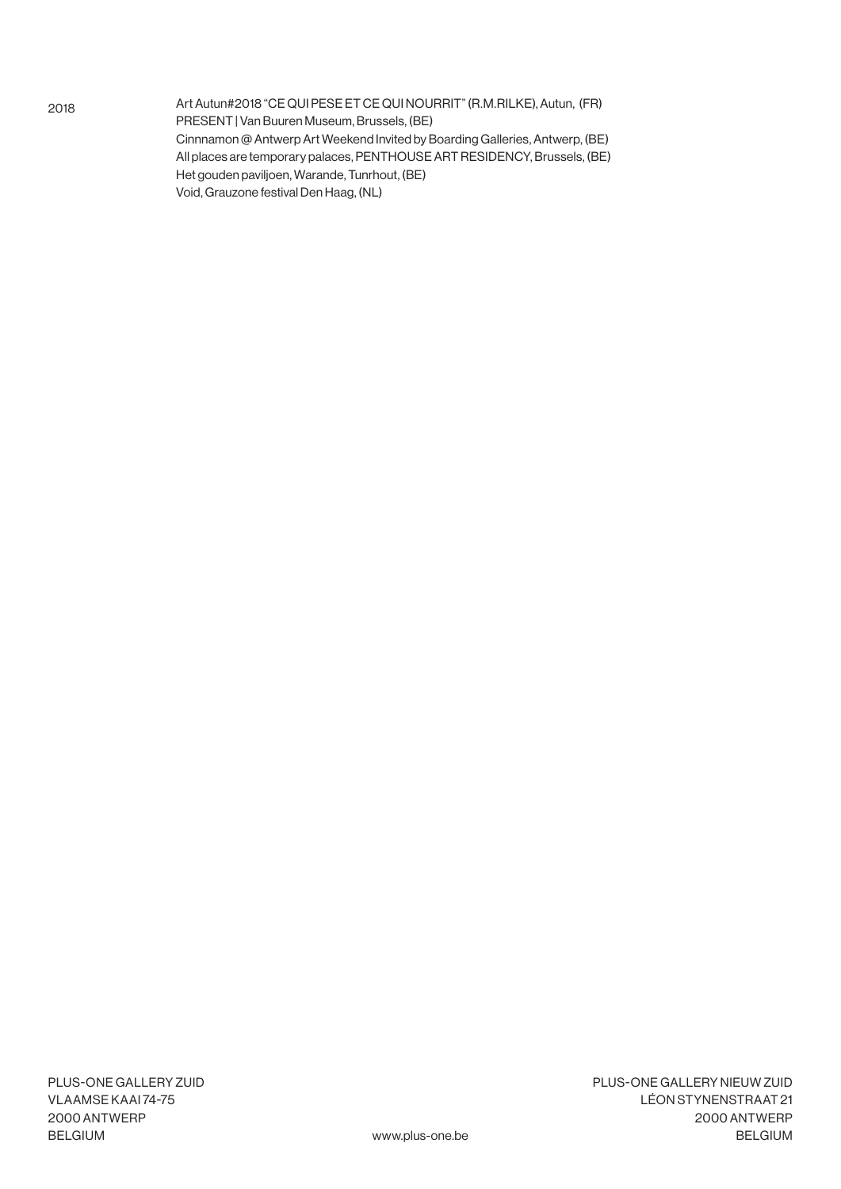2018

Art Autun#2018 "CE QUI PESE ET CE QUI NOURRIT" (R.M.RILKE), Autun, (FR)
PRESENT | Van Buuren Museum, Brussels, (BE)
Cinnnamon @ Antwerp Art Weekend Invited by Boarding Galleries, Antwerp, (BE)
All places are temporary palaces, PENTHOUSE ART RESIDENCY, Brussels, (BE)
Het gouden paviljoen, Warande, Tunrhout, (BE)
Void, Grauzone festival Den Haag, (NL)